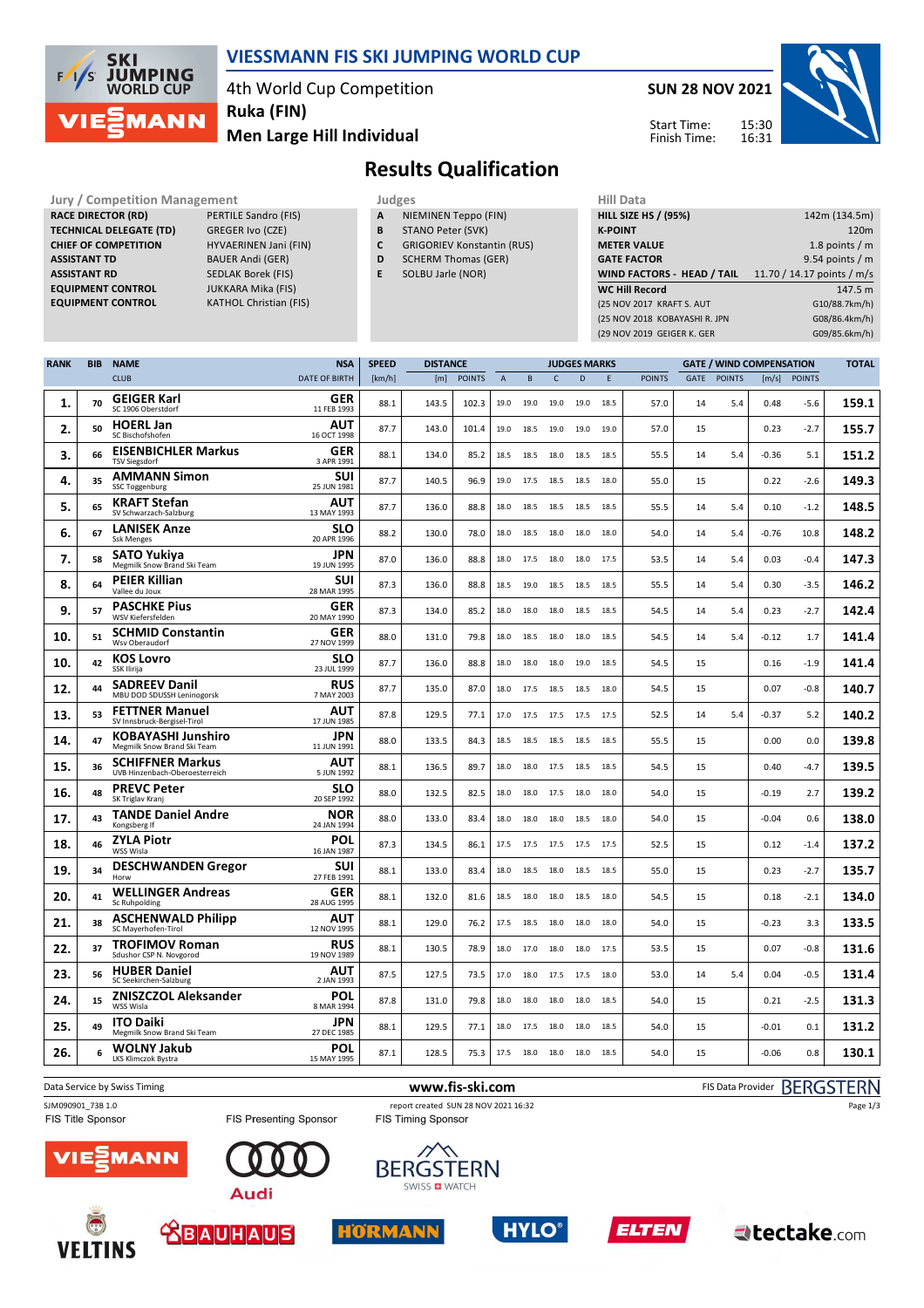# VIESSMANN FIS SKI JUMPING WORLD CUP

4th World Cup Competition
Ruka (FIN)
Men Large Hill Individual

SUN 28 NOV 2021

Start Time: 15:30
Finish Time: 16:31

## Results Qualification

| Jury / Competition Management | |
|---|---|
| RACE DIRECTOR (RD) | PERTILE Sandro (FIS) |
| TECHNICAL DELEGATE (TD) | GREGER Ivo (CZE) |
| CHIEF OF COMPETITION | HYVAERINEN Jani (FIN) |
| ASSISTANT TD | BAUER Andi (GER) |
| ASSISTANT RD | SEDLAK Borek (FIS) |
| EQUIPMENT CONTROL | JUKKARA Mika (FIS) |
| EQUIPMENT CONTROL | KATHOL Christian (FIS) |

| Judges | |
|---|---|
| A | NIEMINEN Teppo (FIN) |
| B | STANO Peter (SVK) |
| C | GRIGORIEV Konstantin (RUS) |
| D | SCHERM Thomas (GER) |
| E | SOLBU Jarle (NOR) |

| Hill Data | |
|---|---|
| HILL SIZE HS / (95%) | 142m (134.5m) |
| K-POINT | 120m |
| METER VALUE | 1.8 points / m |
| GATE FACTOR | 9.54 points / m |
| WIND FACTORS - HEAD / TAIL | 11.70 / 14.17 points / m/s |
| WC Hill Record | 147.5 m |
| (25 NOV 2017 KRAFT S. AUT | G10/88.7km/h) |
| (25 NOV 2018 KOBAYASHI R. JPN | G08/86.4km/h) |
| (29 NOV 2019 GEIGER K. GER | G09/85.6km/h) |

| RANK | BIB | NAME / CLUB | NSA / DATE OF BIRTH | SPEED [km/h] | DISTANCE [m] | DISTANCE POINTS | A | B | C | D | E | JUDGES POINTS | GATE | GATE POINTS | WIND [m/s] | WIND POINTS | TOTAL |
|---|---|---|---|---|---|---|---|---|---|---|---|---|---|---|---|---|---|
| 1. | 70 | GEIGER Karl / SC 1906 Oberstdorf | GER / 11 FEB 1993 | 88.1 | 143.5 | 102.3 | 19.0 | 19.0 | 19.0 | 19.0 | 18.5 | 57.0 | 14 | 5.4 | 0.48 | -5.6 | 159.1 |
| 2. | 50 | HOERL Jan / SC Bischofshofen | AUT / 16 OCT 1998 | 87.7 | 143.0 | 101.4 | 19.0 | 18.5 | 19.0 | 19.0 | 19.0 | 57.0 | 15 | | 0.23 | -2.7 | 155.7 |
| 3. | 66 | EISENBICHLER Markus / TSV Siegsdorf | GER / 3 APR 1991 | 88.1 | 134.0 | 85.2 | 18.5 | 18.5 | 18.0 | 18.5 | 18.5 | 55.5 | 14 | 5.4 | -0.36 | 5.1 | 151.2 |
| 4. | 35 | AMMANN Simon / SSC Toggenburg | SUI / 25 JUN 1981 | 87.7 | 140.5 | 96.9 | 19.0 | 17.5 | 18.5 | 18.5 | 18.0 | 55.0 | 15 | | 0.22 | -2.6 | 149.3 |
| 5. | 65 | KRAFT Stefan / SV Schwarzach-Salzburg | AUT / 13 MAY 1993 | 87.7 | 136.0 | 88.8 | 18.0 | 18.5 | 18.5 | 18.5 | 18.5 | 55.5 | 14 | 5.4 | 0.10 | -1.2 | 148.5 |
| 6. | 67 | LANISEK Anze / Ssk Menges | SLO / 20 APR 1996 | 88.2 | 130.0 | 78.0 | 18.0 | 18.5 | 18.0 | 18.0 | 18.0 | 54.0 | 14 | 5.4 | -0.76 | 10.8 | 148.2 |
| 7. | 58 | SATO Yukiya / Megmilk Snow Brand Ski Team | JPN / 19 JUN 1995 | 87.0 | 136.0 | 88.8 | 18.0 | 17.5 | 18.0 | 18.0 | 17.5 | 53.5 | 14 | 5.4 | 0.03 | -0.4 | 147.3 |
| 8. | 64 | PEIER Killian / Vallee du Joux | SUI / 28 MAR 1995 | 87.3 | 136.0 | 88.8 | 18.5 | 19.0 | 18.5 | 18.5 | 18.5 | 55.5 | 14 | 5.4 | 0.30 | -3.5 | 146.2 |
| 9. | 57 | PASCHKE Pius / WSV Kiefersfelden | GER / 20 MAY 1990 | 87.3 | 134.0 | 85.2 | 18.0 | 18.0 | 18.0 | 18.5 | 18.5 | 54.5 | 14 | 5.4 | 0.23 | -2.7 | 142.4 |
| 10. | 51 | SCHMID Constantin / Wsv Oberaudorf | GER / 27 NOV 1999 | 88.0 | 131.0 | 79.8 | 18.0 | 18.5 | 18.0 | 18.0 | 18.5 | 54.5 | 14 | 5.4 | -0.12 | 1.7 | 141.4 |
| 10. | 42 | KOS Lovro / SSK Ilirija | SLO / 23 JUL 1999 | 87.7 | 136.0 | 88.8 | 18.0 | 18.0 | 18.0 | 19.0 | 18.5 | 54.5 | 15 | | 0.16 | -1.9 | 141.4 |
| 12. | 44 | SADREEV Danil / MBU DOD SDUSSH Leninogorsk | RUS / 7 MAY 2003 | 87.7 | 135.0 | 87.0 | 18.0 | 17.5 | 18.5 | 18.5 | 18.0 | 54.5 | 15 | | 0.07 | -0.8 | 140.7 |
| 13. | 53 | FETTNER Manuel / SV Innsbruck-Bergisel-Tirol | AUT / 17 JUN 1985 | 87.8 | 129.5 | 77.1 | 17.0 | 17.5 | 17.5 | 17.5 | 17.5 | 52.5 | 14 | 5.4 | -0.37 | 5.2 | 140.2 |
| 14. | 47 | KOBAYASHI Junshiro / Megmilk Snow Brand Ski Team | JPN / 11 JUN 1991 | 88.0 | 133.5 | 84.3 | 18.5 | 18.5 | 18.5 | 18.5 | 18.5 | 55.5 | 15 | | 0.00 | 0.0 | 139.8 |
| 15. | 36 | SCHIFFNER Markus / UVB Hinzenbach-Oberoesterreich | AUT / 5 JUN 1992 | 88.1 | 136.5 | 89.7 | 18.0 | 18.0 | 17.5 | 18.5 | 18.5 | 54.5 | 15 | | 0.40 | -4.7 | 139.5 |
| 16. | 48 | PREVC Peter / SK Triglav Kranj | SLO / 20 SEP 1992 | 88.0 | 132.5 | 82.5 | 18.0 | 18.0 | 17.5 | 18.0 | 18.0 | 54.0 | 15 | | -0.19 | 2.7 | 139.2 |
| 17. | 43 | TANDE Daniel Andre / Kongsberg If | NOR / 24 JAN 1994 | 88.0 | 133.0 | 83.4 | 18.0 | 18.0 | 18.0 | 18.5 | 18.0 | 54.0 | 15 | | -0.04 | 0.6 | 138.0 |
| 18. | 46 | ZYLA Piotr / WSS Wisla | POL / 16 JAN 1987 | 87.3 | 134.5 | 86.1 | 17.5 | 17.5 | 17.5 | 17.5 | 17.5 | 52.5 | 15 | | 0.12 | -1.4 | 137.2 |
| 19. | 34 | DESCHWANDEN Gregor / Horw | SUI / 27 FEB 1991 | 88.1 | 133.0 | 83.4 | 18.0 | 18.5 | 18.0 | 18.5 | 18.5 | 55.0 | 15 | | 0.23 | -2.7 | 135.7 |
| 20. | 41 | WELLINGER Andreas / Sc Ruhpolding | GER / 28 AUG 1995 | 88.1 | 132.0 | 81.6 | 18.5 | 18.0 | 18.0 | 18.5 | 18.0 | 54.5 | 15 | | 0.18 | -2.1 | 134.0 |
| 21. | 38 | ASCHENWALD Philipp / SC Mayerhofen-Tirol | AUT / 12 NOV 1995 | 88.1 | 129.0 | 76.2 | 17.5 | 18.5 | 18.0 | 18.0 | 18.0 | 54.0 | 15 | | -0.23 | 3.3 | 133.5 |
| 22. | 37 | TROFIMOV Roman / Sdushor CSP N. Novgorod | RUS / 19 NOV 1989 | 88.1 | 130.5 | 78.9 | 18.0 | 17.0 | 18.0 | 18.0 | 17.5 | 53.5 | 15 | | 0.07 | -0.8 | 131.6 |
| 23. | 56 | HUBER Daniel / SC Seekirchen-Salzburg | AUT / 2 JAN 1993 | 87.5 | 127.5 | 73.5 | 17.0 | 18.0 | 17.5 | 17.5 | 18.0 | 53.0 | 14 | 5.4 | 0.04 | -0.5 | 131.4 |
| 24. | 15 | ZNISZCZOL Aleksander / WSS Wisla | POL / 8 MAR 1994 | 87.8 | 131.0 | 79.8 | 18.0 | 18.0 | 18.0 | 18.0 | 18.5 | 54.0 | 15 | | 0.21 | -2.5 | 131.3 |
| 25. | 49 | ITO Daiki / Megmilk Snow Brand Ski Team | JPN / 27 DEC 1985 | 88.1 | 129.5 | 77.1 | 18.0 | 17.5 | 18.0 | 18.0 | 18.5 | 54.0 | 15 | | -0.01 | 0.1 | 131.2 |
| 26. | 6 | WOLNY Jakub / LKS Klimczok Bystra | POL / 15 MAY 1995 | 87.1 | 128.5 | 75.3 | 17.5 | 18.0 | 18.0 | 18.0 | 18.5 | 54.0 | 15 | | -0.06 | 0.8 | 130.1 |

Data Service by Swiss Timing — www.fis-ski.com — FIS Data Provider BERGSTERN

SJM090901_73B 1.0 — report created SUN 28 NOV 2021 16:32

FIS Title Sponsor: VIESSMANN — FIS Presenting Sponsor: Audi — FIS Timing Sponsor: BERGSTERN SWISS WATCH

VELTINS, BAUHAUS, HÖRMANN, HYLO, ELTEN, tectake.com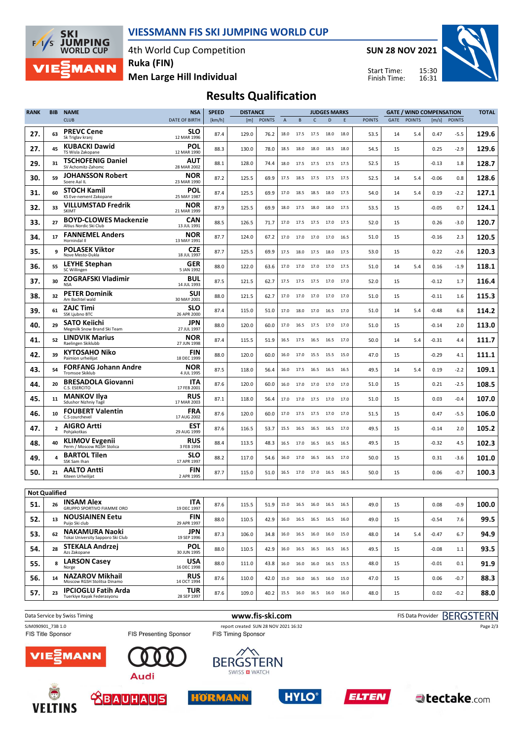# VIESSMANN FIS SKI JUMPING WORLD CUP

4th World Cup Competition
Ruka (FIN)
Men Large Hill Individual

SUN 28 NOV 2021

Start Time: 15:30
Finish Time: 16:31

## Results Qualification

| RANK | BIB | NAME / CLUB | NSA / DATE OF BIRTH | SPEED [km/h] | DISTANCE [m] | DISTANCE POINTS | A | B | C | D | E | JUDGES POINTS | GATE | GATE POINTS | WIND [m/s] | WIND POINTS | TOTAL |
|---|---|---|---|---|---|---|---|---|---|---|---|---|---|---|---|---|---|
| 27. | 63 | **PREVC Cene** Sk Triglav kranj | SLO 12 MAR 1996 | 87.4 | 129.0 | 76.2 | 18.0 | 17.5 | 17.5 | 18.0 | 18.0 | 53.5 | 14 | 5.4 | 0.47 | -5.5 | 129.6 |
| 27. | 45 | **KUBACKI Dawid** TS Wisla Zakopane | POL 12 MAR 1990 | 88.3 | 130.0 | 78.0 | 18.5 | 18.0 | 18.0 | 18.5 | 18.0 | 54.5 | 15 | | 0.25 | -2.9 | 129.6 |
| 29. | 31 | **TSCHOFENIG Daniel** SV Achomitz-Zahomc | AUT 28 MAR 2002 | 88.1 | 128.0 | 74.4 | 18.0 | 17.5 | 17.5 | 17.5 | 17.5 | 52.5 | 15 | | -0.13 | 1.8 | 128.7 |
| 30. | 59 | **JOHANSSON Robert** Soere Aal IL | NOR 23 MAR 1990 | 87.2 | 125.5 | 69.9 | 17.5 | 18.5 | 17.5 | 17.5 | 17.5 | 52.5 | 14 | 5.4 | -0.06 | 0.8 | 128.6 |
| 31. | 60 | **STOCH Kamil** KS Eve-nement Zakopane | POL 25 MAY 1987 | 87.4 | 125.5 | 69.9 | 17.0 | 18.5 | 18.5 | 18.0 | 17.5 | 54.0 | 14 | 5.4 | 0.19 | -2.2 | 127.1 |
| 32. | 33 | **VILLUMSTAD Fredrik** SKIMT | NOR 21 MAR 1999 | 87.9 | 125.5 | 69.9 | 18.0 | 17.5 | 18.0 | 18.0 | 17.5 | 53.5 | 15 | | -0.05 | 0.7 | 124.1 |
| 33. | 27 | **BOYD-CLOWES Mackenzie** Altius Nordic Ski Club | CAN 13 JUL 1991 | 88.5 | 126.5 | 71.7 | 17.0 | 17.5 | 17.5 | 17.0 | 17.5 | 52.0 | 15 | | 0.26 | -3.0 | 120.7 |
| 34. | 17 | **FANNEMEL Anders** Hornindal Il | NOR 13 MAY 1991 | 87.7 | 124.0 | 67.2 | 17.0 | 17.0 | 17.0 | 17.0 | 16.5 | 51.0 | 15 | | -0.16 | 2.3 | 120.5 |
| 35. | 9 | **POLASEK Viktor** Nove Mesto-Dukla | CZE 18 JUL 1997 | 87.7 | 125.5 | 69.9 | 17.5 | 18.0 | 17.5 | 18.0 | 17.5 | 53.0 | 15 | | 0.22 | -2.6 | 120.3 |
| 36. | 55 | **LEYHE Stephan** SC Willingen | GER 5 JAN 1992 | 88.0 | 122.0 | 63.6 | 17.0 | 17.0 | 17.0 | 17.0 | 17.5 | 51.0 | 14 | 5.4 | 0.16 | -1.9 | 118.1 |
| 37. | 30 | **ZOGRAFSKI Vladimir** NSA | BUL 14 JUL 1993 | 87.5 | 121.5 | 62.7 | 17.5 | 17.5 | 17.5 | 17.0 | 17.0 | 52.0 | 15 | | -0.12 | 1.7 | 116.4 |
| 38. | 32 | **PETER Dominik** Am Bachtel wald | SUI 30 MAY 2001 | 88.0 | 121.5 | 62.7 | 17.0 | 17.0 | 17.0 | 17.0 | 17.0 | 51.0 | 15 | | -0.11 | 1.6 | 115.3 |
| 39. | 61 | **ZAJC Timi** SSK Ljubno BTC | SLO 26 APR 2000 | 87.4 | 115.0 | 51.0 | 17.0 | 18.0 | 17.0 | 16.5 | 17.0 | 51.0 | 14 | 5.4 | -0.48 | 6.8 | 114.2 |
| 40. | 29 | **SATO Keiichi** Megmilk Snow Brand Ski Team | JPN 27 JUL 1997 | 88.0 | 120.0 | 60.0 | 17.0 | 16.5 | 17.5 | 17.0 | 17.0 | 51.0 | 15 | | -0.14 | 2.0 | 113.0 |
| 41. | 52 | **LINDVIK Marius** Raelingen Skiklubb | NOR 27 JUN 1998 | 87.4 | 115.5 | 51.9 | 16.5 | 17.5 | 16.5 | 16.5 | 17.0 | 50.0 | 14 | 5.4 | -0.31 | 4.4 | 111.7 |
| 42. | 39 | **KYTOSAHO Niko** Paimion urheilijat | FIN 18 DEC 1999 | 88.0 | 120.0 | 60.0 | 16.0 | 17.0 | 15.5 | 15.5 | 15.0 | 47.0 | 15 | | -0.29 | 4.1 | 111.1 |
| 43. | 54 | **FORFANG Johann Andre** Tromsoe Skiklub | NOR 4 JUL 1995 | 87.5 | 118.0 | 56.4 | 16.0 | 17.5 | 16.5 | 16.5 | 16.5 | 49.5 | 14 | 5.4 | 0.19 | -2.2 | 109.1 |
| 44. | 20 | **BRESADOLA Giovanni** C.S. ESERCITO | ITA 17 FEB 2001 | 87.6 | 120.0 | 60.0 | 16.0 | 17.0 | 17.0 | 17.0 | 17.0 | 51.0 | 15 | | 0.21 | -2.5 | 108.5 |
| 45. | 11 | **MANKOV Ilya** Sdushor Nizhniy Tagil | RUS 17 MAR 2003 | 87.1 | 118.0 | 56.4 | 17.0 | 17.0 | 17.5 | 17.0 | 17.0 | 51.0 | 15 | | 0.03 | -0.4 | 107.0 |
| 46. | 10 | **FOUBERT Valentin** C.S courchevel | FRA 17 AUG 2002 | 87.6 | 120.0 | 60.0 | 17.0 | 17.5 | 17.5 | 17.0 | 17.0 | 51.5 | 15 | | 0.47 | -5.5 | 106.0 |
| 47. | 2 | **AIGRO Artti** Pohjakotkas | EST 29 AUG 1999 | 87.6 | 116.5 | 53.7 | 15.5 | 16.5 | 16.5 | 16.5 | 17.0 | 49.5 | 15 | | -0.14 | 2.0 | 105.2 |
| 48. | 40 | **KLIMOV Evgenii** Perm / Moscow RGSH Stolica | RUS 3 FEB 1994 | 88.4 | 113.5 | 48.3 | 16.5 | 17.0 | 16.5 | 16.5 | 16.5 | 49.5 | 15 | | -0.32 | 4.5 | 102.3 |
| 49. | 4 | **BARTOL Tilen** SSK Sam Ihan | SLO 17 APR 1997 | 88.2 | 117.0 | 54.6 | 16.0 | 17.0 | 16.5 | 16.5 | 17.0 | 50.0 | 15 | | 0.31 | -3.6 | 101.0 |
| 50. | 21 | **AALTO Antti** Kiteen Urheilijat | FIN 2 APR 1995 | 87.7 | 115.0 | 51.0 | 16.5 | 17.0 | 17.0 | 16.5 | 16.5 | 50.0 | 15 | | 0.06 | -0.7 | 100.3 |
| **Not Qualified** | | | | | | | | | | | | | | | | | |
| 51. | 26 | **INSAM Alex** GRUPPO SPORTIVO FIAMME ORO | ITA 19 DEC 1997 | 87.6 | 115.5 | 51.9 | 15.0 | 16.5 | 16.0 | 16.5 | 16.5 | 49.0 | 15 | | 0.08 | -0.9 | 100.0 |
| 52. | 13 | **NOUSIAINEN Eetu** Puijo Ski club | FIN 29 APR 1997 | 88.0 | 110.5 | 42.9 | 16.0 | 16.5 | 16.5 | 16.5 | 16.0 | 49.0 | 15 | | -0.54 | 7.6 | 99.5 |
| 53. | 62 | **NAKAMURA Naoki** Tokai University Sapporo Ski Club | JPN 19 SEP 1996 | 87.3 | 106.0 | 34.8 | 16.0 | 16.5 | 16.0 | 16.0 | 15.0 | 48.0 | 14 | 5.4 | -0.47 | 6.7 | 94.9 |
| 54. | 28 | **STEKALA Andrzej** Azs Zakopane | POL 30 JUN 1995 | 88.0 | 110.5 | 42.9 | 16.0 | 16.5 | 16.5 | 16.5 | 16.5 | 49.5 | 15 | | -0.08 | 1.1 | 93.5 |
| 55. | 8 | **LARSON Casey** Norge | USA 16 DEC 1998 | 88.0 | 111.0 | 43.8 | 16.0 | 16.0 | 16.0 | 16.5 | 15.5 | 48.0 | 15 | | -0.01 | 0.1 | 91.9 |
| 56. | 14 | **NAZAROV Mikhail** Moscow RGSH Stolitsa Dinamo | RUS 14 OCT 1994 | 87.6 | 110.0 | 42.0 | 15.0 | 16.0 | 16.5 | 16.0 | 15.0 | 47.0 | 15 | | 0.06 | -0.7 | 88.3 |
| 57. | 23 | **IPCIOGLU Fatih Arda** Tuerkiye Kayak Federasyonu | TUR 28 SEP 1997 | 87.6 | 109.0 | 40.2 | 15.5 | 16.0 | 16.5 | 16.0 | 16.0 | 48.0 | 15 | | 0.02 | -0.2 | 88.0 |

Data Service by Swiss Timing — www.fis-ski.com — FIS Data Provider BERGSTERN

SJM090901_73B 1.0 — report created SUN 28 NOV 2021 16:32

FIS Title Sponsor: VIESSMANN — FIS Presenting Sponsor: Audi — FIS Timing Sponsor: BERGSTERN SWISS WATCH

VELTINS, BAUHAUS, HÖRMANN, HYLO, ELTEN, tectake.com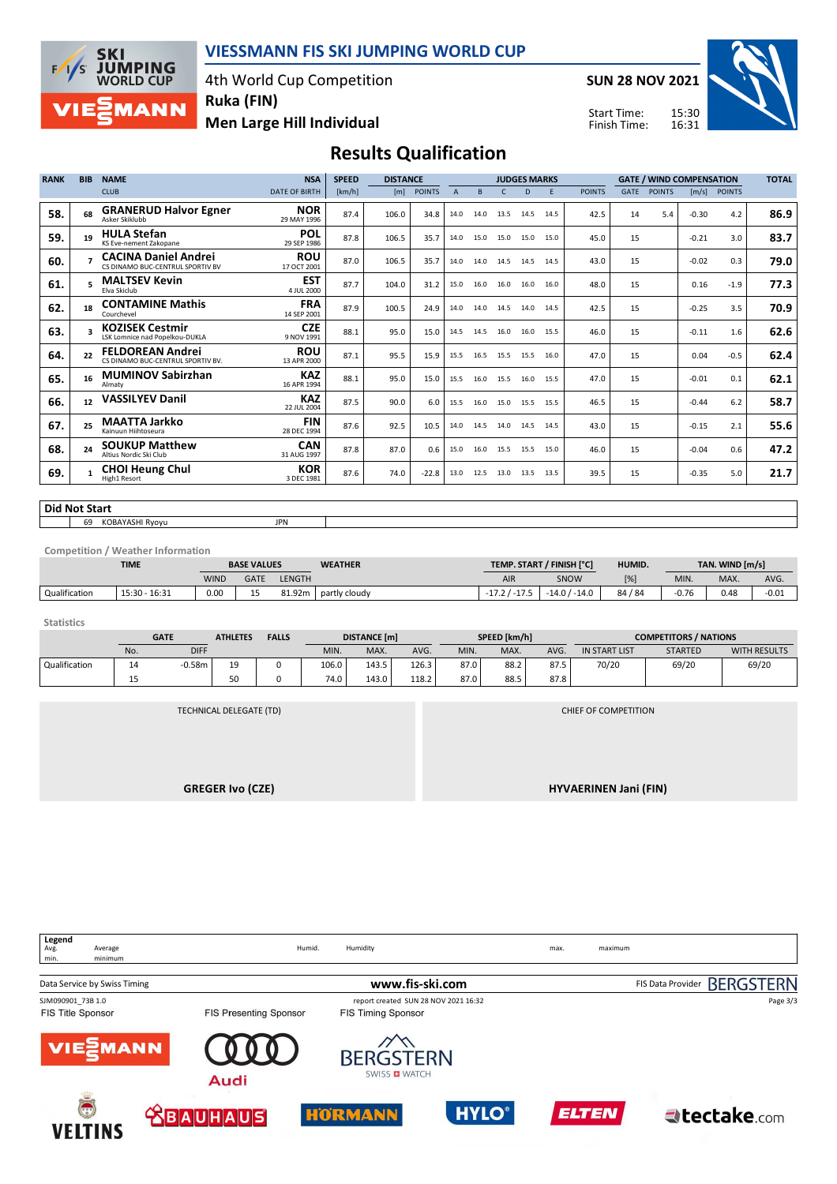# VIESSMANN FIS SKI JUMPING WORLD CUP

4th World Cup Competition
Ruka (FIN)
Men Large Hill Individual

SUN 28 NOV 2021

Start Time: 15:30
Finish Time: 16:31

## Results Qualification

| RANK | BIB | NAME / CLUB | NSA / DATE OF BIRTH | SPEED [km/h] | DISTANCE [m] | DISTANCE POINTS | A | B | C | D | E | JUDGES POINTS | GATE | GATE POINTS | WIND [m/s] | WIND POINTS | TOTAL |
|---|---|---|---|---|---|---|---|---|---|---|---|---|---|---|---|---|---|
| 58. | 68 | **GRANERUD Halvor Egner** Asker Skiklubb | NOR 29 MAY 1996 | 87.4 | 106.0 | 34.8 | 14.0 | 14.0 | 13.5 | 14.5 | 14.5 | 42.5 | 14 | 5.4 | -0.30 | 4.2 | 86.9 |
| 59. | 19 | **HULA Stefan** KS Eve-nement Zakopane | POL 29 SEP 1986 | 87.8 | 106.5 | 35.7 | 14.0 | 15.0 | 15.0 | 15.0 | 15.0 | 45.0 | 15 | | -0.21 | 3.0 | 83.7 |
| 60. | 7 | **CACINA Daniel Andrei** CS DINAMO BUC-CENTRUL SPORTIV BV | ROU 17 OCT 2001 | 87.0 | 106.5 | 35.7 | 14.0 | 14.0 | 14.5 | 14.5 | 14.5 | 43.0 | 15 | | -0.02 | 0.3 | 79.0 |
| 61. | 5 | **MALTSEV Kevin** Elva Skiclub | EST 4 JUL 2000 | 87.7 | 104.0 | 31.2 | 15.0 | 16.0 | 16.0 | 16.0 | 16.0 | 48.0 | 15 | | 0.16 | -1.9 | 77.3 |
| 62. | 18 | **CONTAMINE Mathis** Courchevel | FRA 14 SEP 2001 | 87.9 | 100.5 | 24.9 | 14.0 | 14.0 | 14.5 | 14.0 | 14.5 | 42.5 | 15 | | -0.25 | 3.5 | 70.9 |
| 63. | 3 | **KOZISEK Cestmir** LSK Lomnice nad Popelkou-DUKLA | CZE 9 NOV 1991 | 88.1 | 95.0 | 15.0 | 14.5 | 14.5 | 16.0 | 16.0 | 15.5 | 46.0 | 15 | | -0.11 | 1.6 | 62.6 |
| 64. | 22 | **FELDOREAN Andrei** CS DINAMO BUC-CENTRUL SPORTIV BV. | ROU 13 APR 2000 | 87.1 | 95.5 | 15.9 | 15.5 | 16.5 | 15.5 | 15.5 | 16.0 | 47.0 | 15 | | 0.04 | -0.5 | 62.4 |
| 65. | 16 | **MUMINOV Sabirzhan** Almaty | KAZ 16 APR 1994 | 88.1 | 95.0 | 15.0 | 15.5 | 16.0 | 15.5 | 16.0 | 15.5 | 47.0 | 15 | | -0.01 | 0.1 | 62.1 |
| 66. | 12 | **VASSILYEV Danil** | KAZ 22 JUL 2004 | 87.5 | 90.0 | 6.0 | 15.5 | 16.0 | 15.0 | 15.5 | 15.5 | 46.5 | 15 | | -0.44 | 6.2 | 58.7 |
| 67. | 25 | **MAATTA Jarkko** Kainuun Hiihtoseura | FIN 28 DEC 1994 | 87.6 | 92.5 | 10.5 | 14.0 | 14.5 | 14.0 | 14.5 | 14.5 | 43.0 | 15 | | -0.15 | 2.1 | 55.6 |
| 68. | 24 | **SOUKUP Matthew** Altius Nordic Ski Club | CAN 31 AUG 1997 | 87.8 | 87.0 | 0.6 | 15.0 | 16.0 | 15.5 | 15.5 | 15.0 | 46.0 | 15 | | -0.04 | 0.6 | 47.2 |
| 69. | 1 | **CHOI Heung Chul** High1 Resort | KOR 3 DEC 1981 | 87.6 | 74.0 | -22.8 | 13.0 | 12.5 | 13.0 | 13.5 | 13.5 | 39.5 | 15 | | -0.35 | 5.0 | 21.7 |

**Did Not Start**

| BIB | NAME | NSA |
|---|---|---|
| 69 | KOBAYASHI Ryoyu | JPN |

### Competition / Weather Information

| | TIME | BASE VALUES WIND | GATE | LENGTH | WEATHER | TEMP. START / FINISH [°C] AIR | SNOW | HUMID. [%] | TAN. WIND [m/s] MIN. | MAX. | AVG. |
|---|---|---|---|---|---|---|---|---|---|---|---|
| Qualification | 15:30 - 16:31 | 0.00 | 15 | 81.92m | partly cloudy | -17.2 / -17.5 | -14.0 / -14.0 | 84 / 84 | -0.76 | 0.48 | -0.01 |

### Statistics

| | GATE No. | DIFF | ATHLETES | FALLS | DISTANCE [m] MIN. | MAX. | AVG. | SPEED [km/h] MIN. | MAX. | AVG. | IN START LIST | STARTED | WITH RESULTS |
|---|---|---|---|---|---|---|---|---|---|---|---|---|---|
| Qualification | 14 | -0.58m | 19 | 0 | 106.0 | 143.5 | 126.3 | 87.0 | 88.2 | 87.5 | 70/20 | 69/20 | 69/20 |
| | 15 | | 50 | 0 | 74.0 | 143.0 | 118.2 | 87.0 | 88.5 | 87.8 | | | |

TECHNICAL DELEGATE (TD): **GREGER Ivo (CZE)**

CHIEF OF COMPETITION: **HYVAERINEN Jani (FIN)**

Legend: Avg. Average; min. minimum; Humid. Humidity; max. maximum

Data Service by Swiss Timing — www.fis-ski.com — FIS Data Provider BERGSTERN

SJM090901_73B 1.0 — report created SUN 28 NOV 2021 16:32

FIS Title Sponsor: VIESSMANN — FIS Presenting Sponsor: Audi — FIS Timing Sponsor: BERGSTERN SWISS WATCH

VELTINS, BAUHAUS, HÖRMANN, HYLO, ELTEN, tectake.com